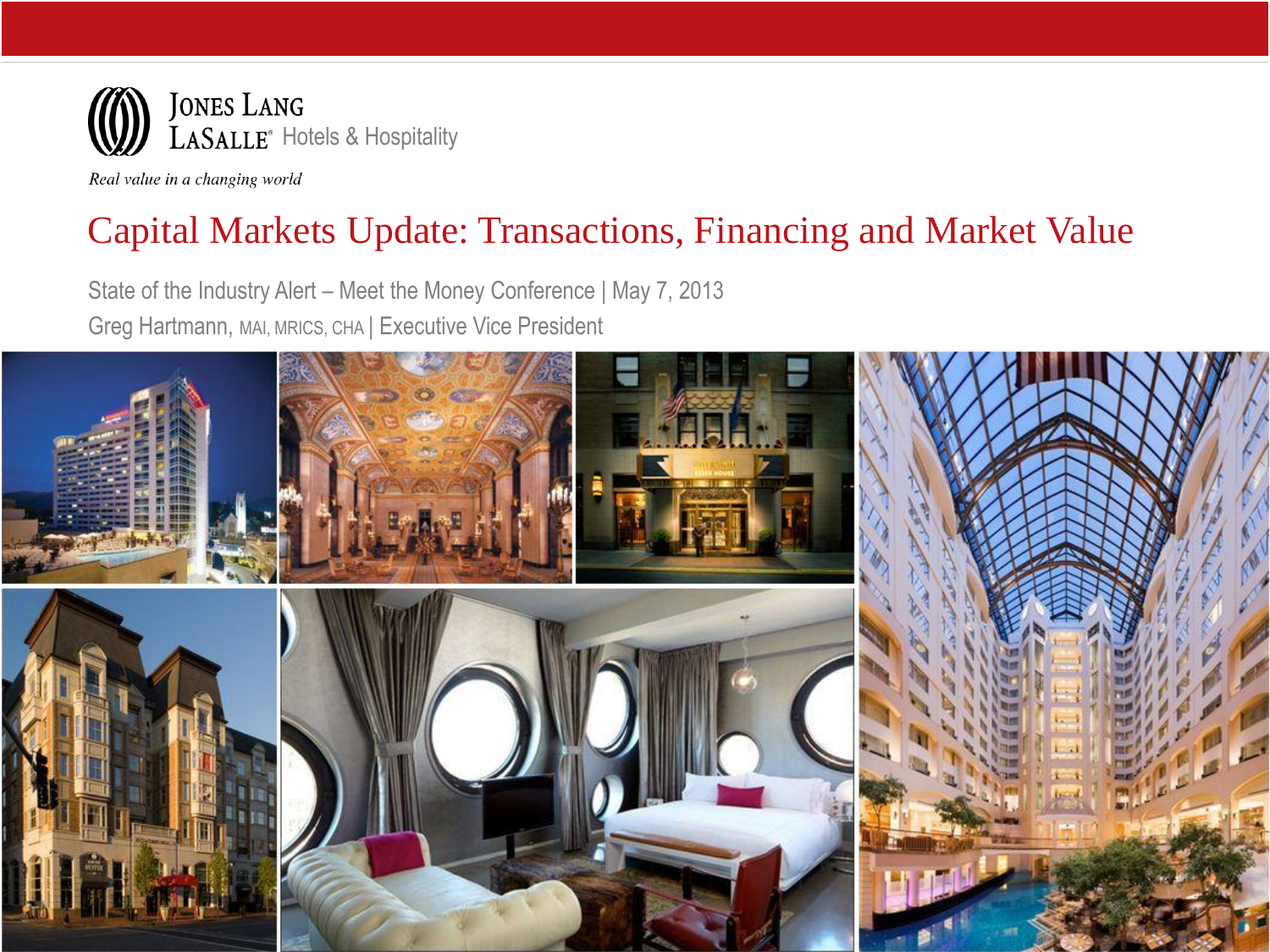Jones Lang LaSalle® Hotels & Hospitality

*Real value in a changing world*

# Capital Markets Update: Transactions, Financing and Market Value

State of the Industry Alert – Meet the Money Conference | May 7, 2013

Greg Hartmann, MAI, MRICS, CHA | Executive Vice President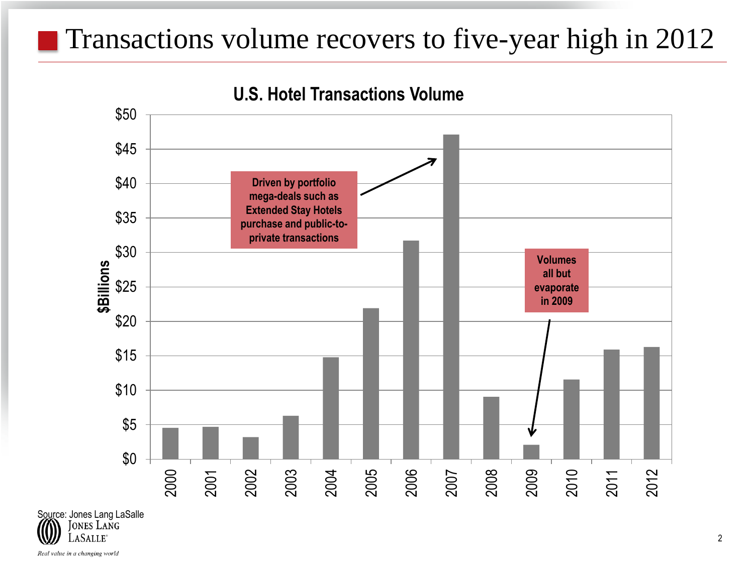# Transactions volume recovers to five-year high in 2012

U.S. Hotel Transactions Volume

$Billions

$50
$45
$40
$35
$30
$25
$20
$15
$10
$5
$0

2000 2001 2002 2003 2004 2005 2006 2007 2008 2009 2010 2011 2012

Driven by portfolio mega-deals such as Extended Stay Hotels purchase and public-to-private transactions

Volumes all but evaporate in 2009

Source: Jones Lang LaSalle

Jones Lang LaSalle®

*Real value in a changing world*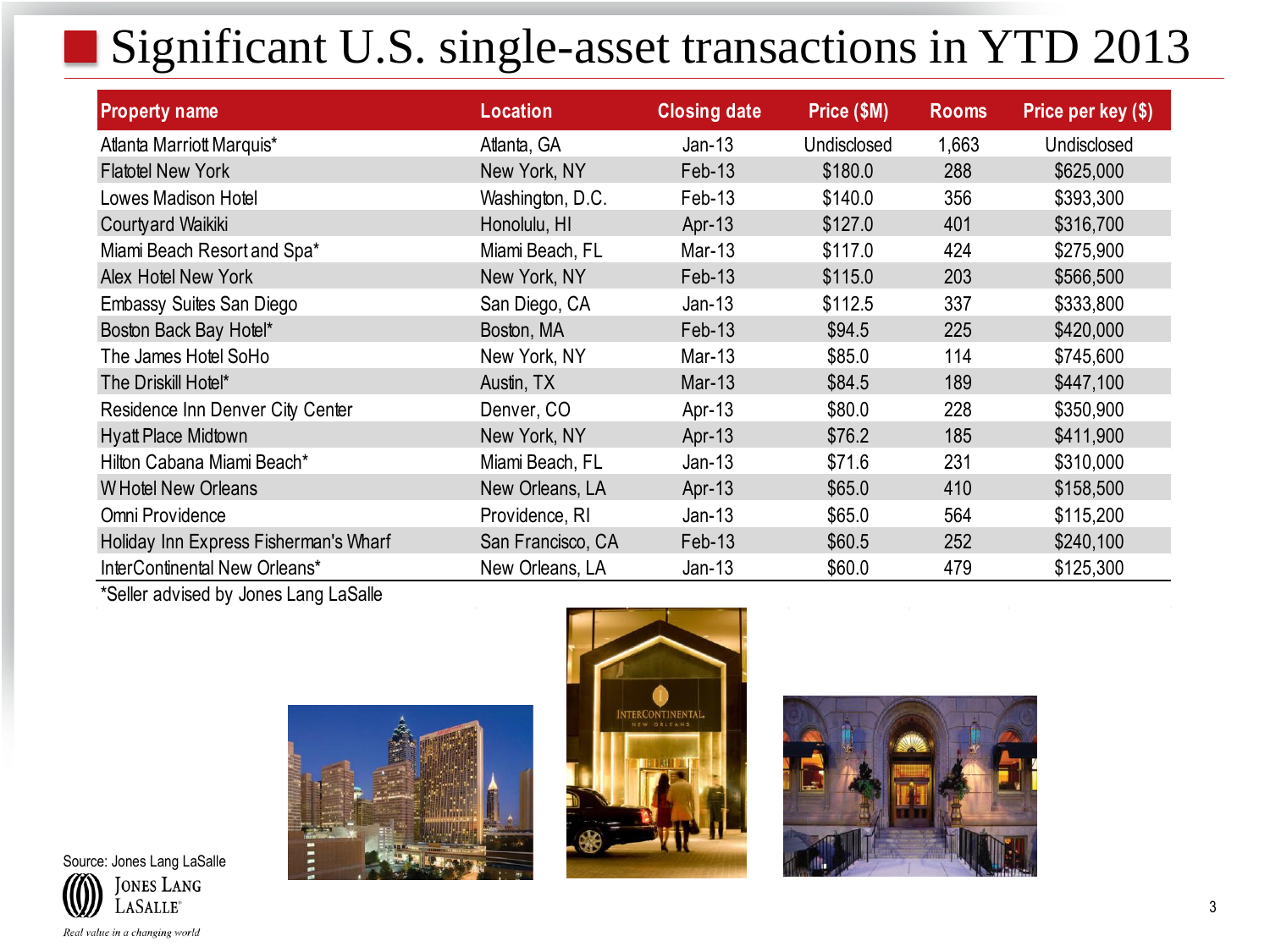# Significant U.S. single-asset transactions in YTD 2013

| Property name | Location | Closing date | Price ($M) | Rooms | Price per key ($) |
|---|---|---|---|---|---|
| Atlanta Marriott Marquis* | Atlanta, GA | Jan-13 | Undisclosed | 1,663 | Undisclosed |
| Flatotel New York | New York, NY | Feb-13 | $180.0 | 288 | $625,000 |
| Lowes Madison Hotel | Washington, D.C. | Feb-13 | $140.0 | 356 | $393,300 |
| Courtyard Waikiki | Honolulu, HI | Apr-13 | $127.0 | 401 | $316,700 |
| Miami Beach Resort and Spa* | Miami Beach, FL | Mar-13 | $117.0 | 424 | $275,900 |
| Alex Hotel New York | New York, NY | Feb-13 | $115.0 | 203 | $566,500 |
| Embassy Suites San Diego | San Diego, CA | Jan-13 | $112.5 | 337 | $333,800 |
| Boston Back Bay Hotel* | Boston, MA | Feb-13 | $94.5 | 225 | $420,000 |
| The James Hotel SoHo | New York, NY | Mar-13 | $85.0 | 114 | $745,600 |
| The Driskill Hotel* | Austin, TX | Mar-13 | $84.5 | 189 | $447,100 |
| Residence Inn Denver City Center | Denver, CO | Apr-13 | $80.0 | 228 | $350,900 |
| Hyatt Place Midtown | New York, NY | Apr-13 | $76.2 | 185 | $411,900 |
| Hilton Cabana Miami Beach* | Miami Beach, FL | Jan-13 | $71.6 | 231 | $310,000 |
| W Hotel New Orleans | New Orleans, LA | Apr-13 | $65.0 | 410 | $158,500 |
| Omni Providence | Providence, RI | Jan-13 | $65.0 | 564 | $115,200 |
| Holiday Inn Express Fisherman's Wharf | San Francisco, CA | Feb-13 | $60.5 | 252 | $240,100 |
| InterContinental New Orleans* | New Orleans, LA | Jan-13 | $60.0 | 479 | $125,300 |

*Seller advised by Jones Lang LaSalle

Source: Jones Lang LaSalle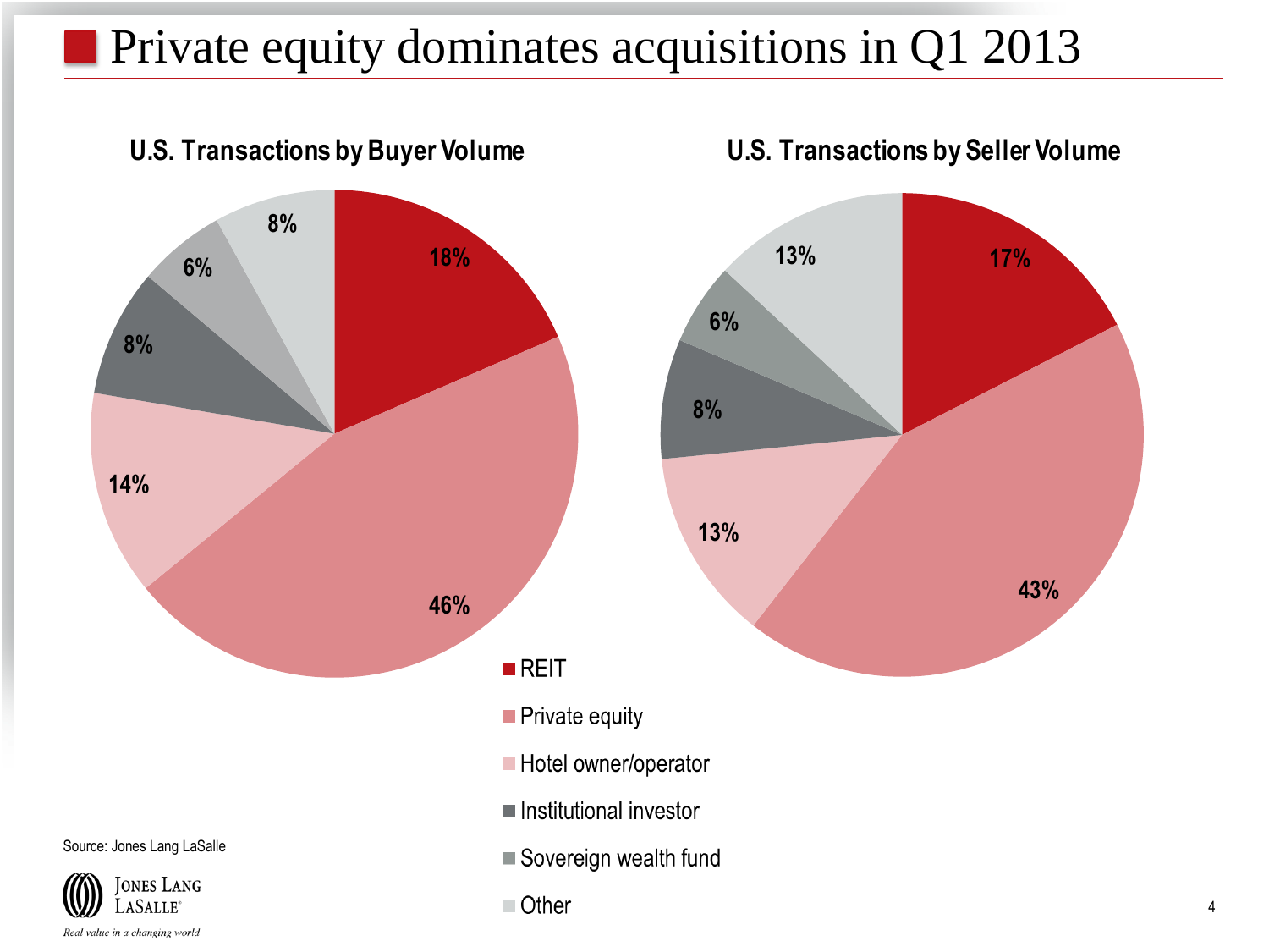# Private equity dominates acquisitions in Q1 2013

**U.S. Transactions by Buyer Volume**

18%
46%
14%
8%
6%
8%

**U.S. Transactions by Seller Volume**

17%
43%
13%
8%
6%
13%

REIT
Private equity
Hotel owner/operator
Institutional investor
Sovereign wealth fund
Other

Source: Jones Lang LaSalle

Jones Lang LaSalle
*Real value in a changing world*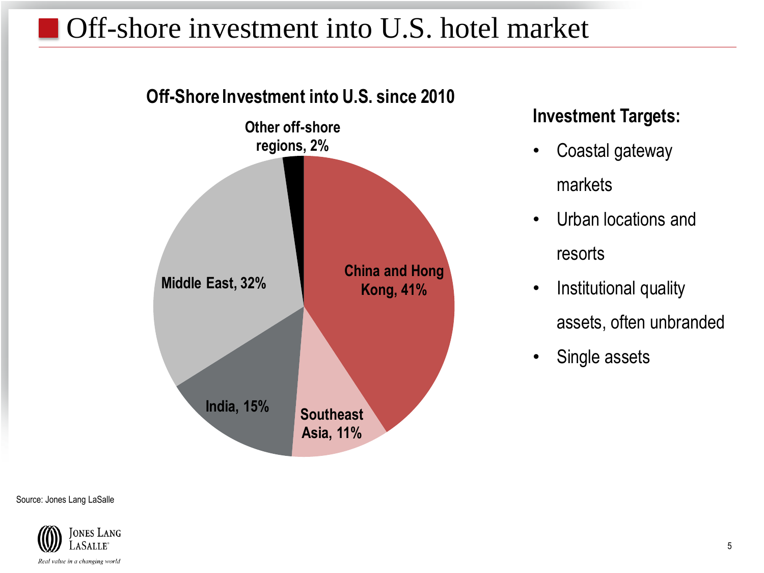# Off-shore investment into U.S. hotel market

**Off-Shore Investment into U.S. since 2010**

Other off-shore regions, 2%

China and Hong Kong, 41%

Middle East, 32%

India, 15%

Southeast Asia, 11%

**Investment Targets:**

- Coastal gateway markets
- Urban locations and resorts
- Institutional quality assets, often unbranded
- Single assets

Source: Jones Lang LaSalle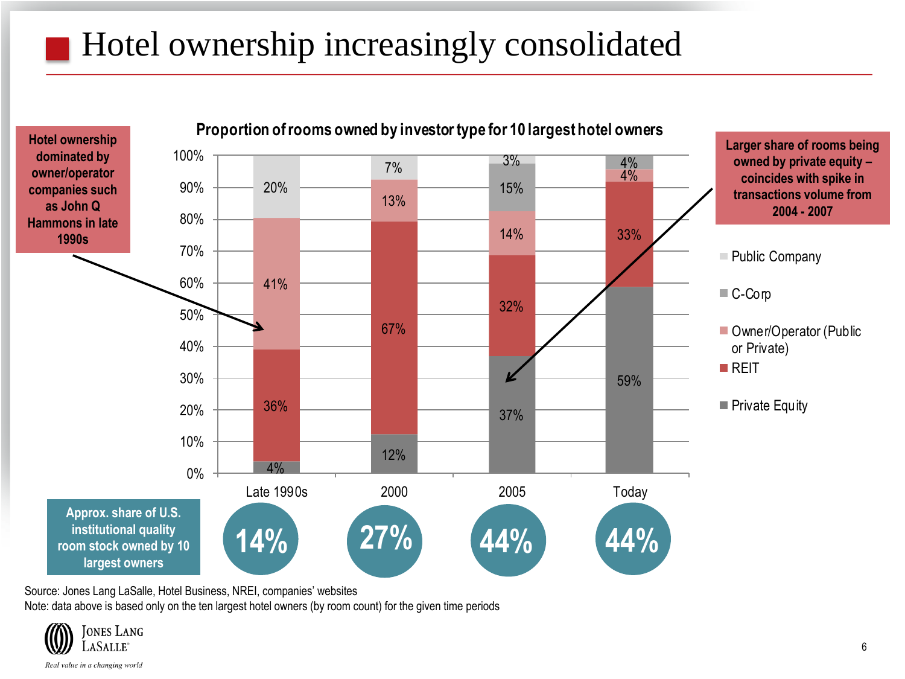# Hotel ownership increasingly consolidated

**Proportion of rooms owned by investor type for 10 largest hotel owners**

**Hotel ownership dominated by owner/operator companies such as John Q Hammons in late 1990s**

**Larger share of rooms being owned by private equity – coincides with spike in transactions volume from 2004 - 2007**

100%
90%
80%
70%
60%
50%
40%
30%
20%
10%
0%

Late 1990s: 20%, 41%, 36%, 4%

2000: 7%, 13%, 67%, 12%

2005: 3%, 15%, 14%, 32%, 37%

Today: 4%, 4%, 33%, 59%

Public Company
C-Corp
Owner/Operator (Public or Private)
REIT
Private Equity

**Approx. share of U.S. institutional quality room stock owned by 10 largest owners**

14% 27% 44% 44%

Source: Jones Lang LaSalle, Hotel Business, NREI, companies' websites

Note: data above is based only on the ten largest hotel owners (by room count) for the given time periods

JONES LANG LASALLE

*Real value in a changing world*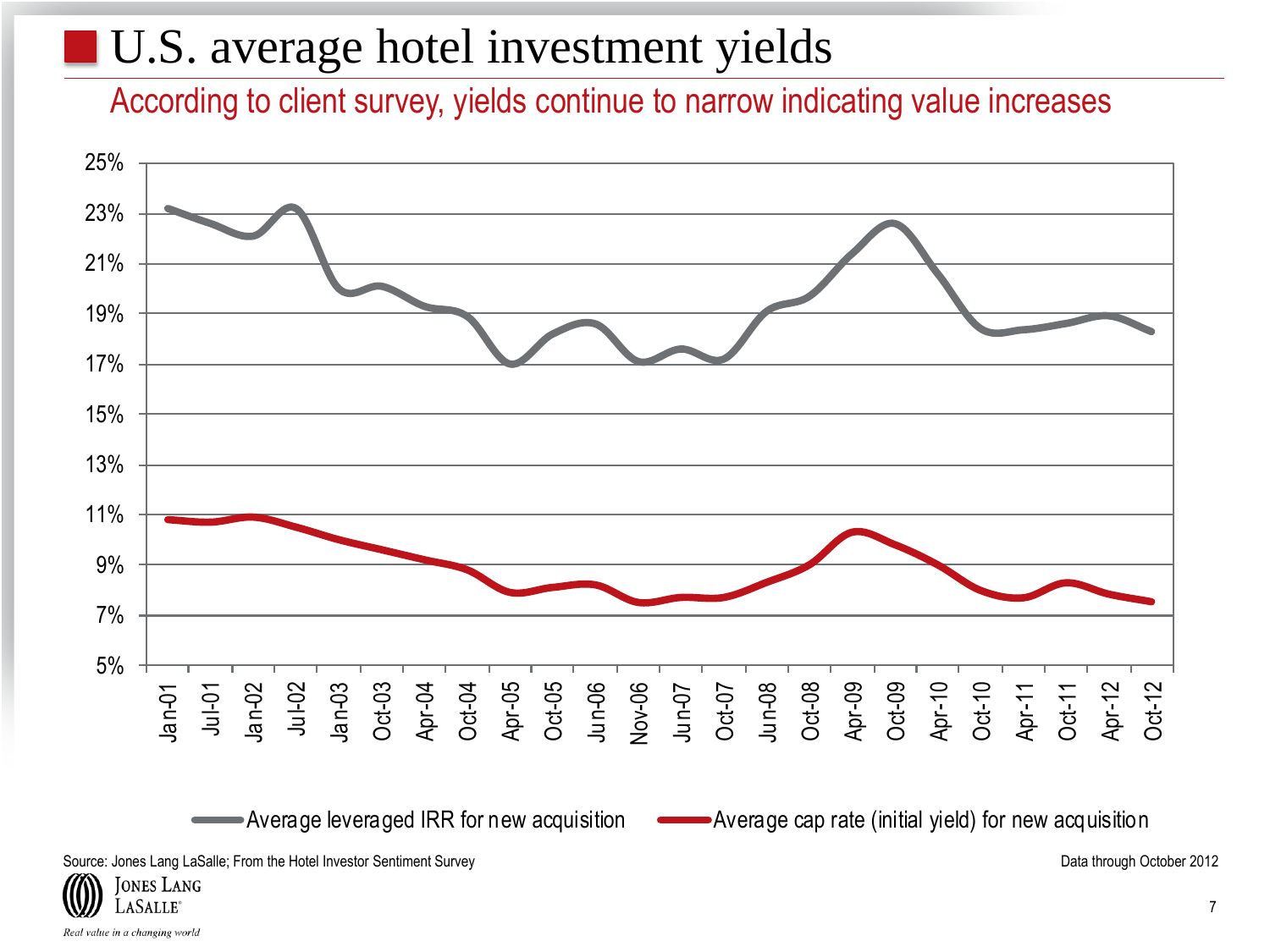# U.S. average hotel investment yields

## According to client survey, yields continue to narrow indicating value increases

25%
23%
21%
19%
17%
15%
13%
11%
9%
7%
5%

Jan-01 Jul-01 Jan-02 Jul-02 Jan-03 Oct-03 Apr-04 Oct-04 Apr-05 Oct-05 Jun-06 Nov-06 Jun-07 Oct-07 Jun-08 Oct-08 Apr-09 Oct-09 Apr-10 Oct-10 Apr-11 Oct-11 Apr-12 Oct-12

Average leveraged IRR for new acquisition

Average cap rate (initial yield) for new acquisition

Source: Jones Lang LaSalle; From the Hotel Investor Sentiment Survey

Data through October 2012

Jones Lang LaSalle

*Real value in a changing world*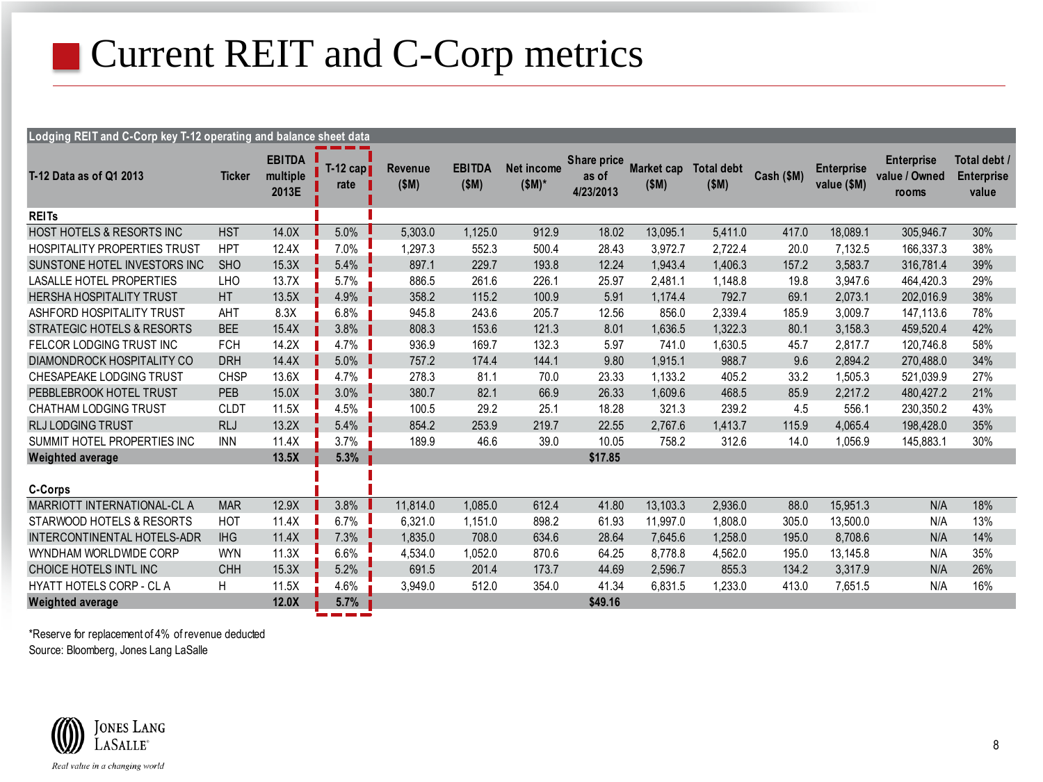# Current REIT and C-Corp metrics

**Lodging REIT and C-Corp key T-12 operating and balance sheet data**

| T-12 Data as of Q1 2013 | Ticker | EBITDA multiple 2013E | T-12 cap rate | Revenue ($M) | EBITDA ($M) | Net income ($M)* | Share price as of 4/23/2013 | Market cap ($M) | Total debt ($M) | Cash ($M) | Enterprise value ($M) | Enterprise value / Owned rooms | Total debt / Enterprise value |
|---|---|---|---|---|---|---|---|---|---|---|---|---|---|
| **REITs** | | | | | | | | | | | | | |
| HOST HOTELS & RESORTS INC | HST | 14.0X | 5.0% | 5,303.0 | 1,125.0 | 912.9 | 18.02 | 13,095.1 | 5,411.0 | 417.0 | 18,089.1 | 305,946.7 | 30% |
| HOSPITALITY PROPERTIES TRUST | HPT | 12.4X | 7.0% | 1,297.3 | 552.3 | 500.4 | 28.43 | 3,972.7 | 2,722.4 | 20.0 | 7,132.5 | 166,337.3 | 38% |
| SUNSTONE HOTEL INVESTORS INC | SHO | 15.3X | 5.4% | 897.1 | 229.7 | 193.8 | 12.24 | 1,943.4 | 1,406.3 | 157.2 | 3,583.7 | 316,781.4 | 39% |
| LASALLE HOTEL PROPERTIES | LHO | 13.7X | 5.7% | 886.5 | 261.6 | 226.1 | 25.97 | 2,481.1 | 1,148.8 | 19.8 | 3,947.6 | 464,420.3 | 29% |
| HERSHA HOSPITALITY TRUST | HT | 13.5X | 4.9% | 358.2 | 115.2 | 100.9 | 5.91 | 1,174.4 | 792.7 | 69.1 | 2,073.1 | 202,016.9 | 38% |
| ASHFORD HOSPITALITY TRUST | AHT | 8.3X | 6.8% | 945.8 | 243.6 | 205.7 | 12.56 | 856.0 | 2,339.4 | 185.9 | 3,009.7 | 147,113.6 | 78% |
| STRATEGIC HOTELS & RESORTS | BEE | 15.4X | 3.8% | 808.3 | 153.6 | 121.3 | 8.01 | 1,636.5 | 1,322.3 | 80.1 | 3,158.3 | 459,520.4 | 42% |
| FELCOR LODGING TRUST INC | FCH | 14.2X | 4.7% | 936.9 | 169.7 | 132.3 | 5.97 | 741.0 | 1,630.5 | 45.7 | 2,817.7 | 120,746.8 | 58% |
| DIAMONDROCK HOSPITALITY CO | DRH | 14.4X | 5.0% | 757.2 | 174.4 | 144.1 | 9.80 | 1,915.1 | 988.7 | 9.6 | 2,894.2 | 270,488.0 | 34% |
| CHESAPEAKE LODGING TRUST | CHSP | 13.6X | 4.7% | 278.3 | 81.1 | 70.0 | 23.33 | 1,133.2 | 405.2 | 33.2 | 1,505.3 | 521,039.9 | 27% |
| PEBBLEBROOK HOTEL TRUST | PEB | 15.0X | 3.0% | 380.7 | 82.1 | 66.9 | 26.33 | 1,609.6 | 468.5 | 85.9 | 2,217.2 | 480,427.2 | 21% |
| CHATHAM LODGING TRUST | CLDT | 11.5X | 4.5% | 100.5 | 29.2 | 25.1 | 18.28 | 321.3 | 239.2 | 4.5 | 556.1 | 230,350.2 | 43% |
| RLJ LODGING TRUST | RLJ | 13.2X | 5.4% | 854.2 | 253.9 | 219.7 | 22.55 | 2,767.6 | 1,413.7 | 115.9 | 4,065.4 | 198,428.0 | 35% |
| SUMMIT HOTEL PROPERTIES INC | INN | 11.4X | 3.7% | 189.9 | 46.6 | 39.0 | 10.05 | 758.2 | 312.6 | 14.0 | 1,056.9 | 145,883.1 | 30% |
| **Weighted average** | | **13.5X** | **5.3%** | | | | **$17.85** | | | | | | |
| **C-Corps** | | | | | | | | | | | | | |
| MARRIOTT INTERNATIONAL-CL A | MAR | 12.9X | 3.8% | 11,814.0 | 1,085.0 | 612.4 | 41.80 | 13,103.3 | 2,936.0 | 88.0 | 15,951.3 | N/A | 18% |
| STARWOOD HOTELS & RESORTS | HOT | 11.4X | 6.7% | 6,321.0 | 1,151.0 | 898.2 | 61.93 | 11,997.0 | 1,808.0 | 305.0 | 13,500.0 | N/A | 13% |
| INTERCONTINENTAL HOTELS-ADR | IHG | 11.4X | 7.3% | 1,835.0 | 708.0 | 634.6 | 28.64 | 7,645.6 | 1,258.0 | 195.0 | 8,708.6 | N/A | 14% |
| WYNDHAM WORLDWIDE CORP | WYN | 11.3X | 6.6% | 4,534.0 | 1,052.0 | 870.6 | 64.25 | 8,778.8 | 4,562.0 | 195.0 | 13,145.8 | N/A | 35% |
| CHOICE HOTELS INTL INC | CHH | 15.3X | 5.2% | 691.5 | 201.4 | 173.7 | 44.69 | 2,596.7 | 855.3 | 134.2 | 3,317.9 | N/A | 26% |
| HYATT HOTELS CORP - CL A | H | 11.5X | 4.6% | 3,949.0 | 512.0 | 354.0 | 41.34 | 6,831.5 | 1,233.0 | 413.0 | 7,651.5 | N/A | 16% |
| **Weighted average** | | **12.0X** | **5.7%** | | | | **$49.16** | | | | | | |

*Reserve for replacement of 4% of revenue deducted

Source: Bloomberg, Jones Lang LaSalle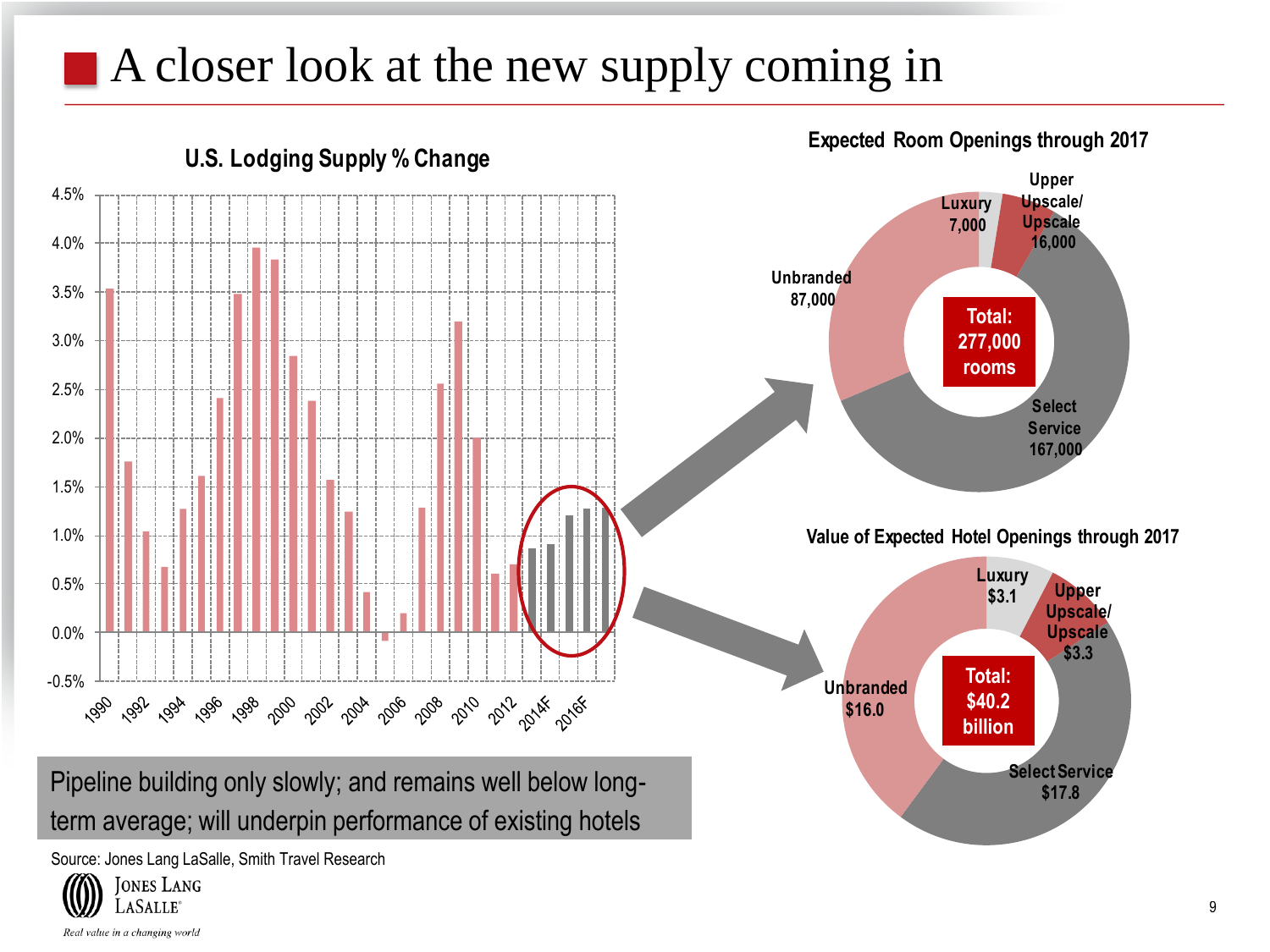# A closer look at the new supply coming in

**U.S. Lodging Supply % Change**

| Year | % Change |
|---|---|
| 1990 | 3.5% |
| 1991 | 1.8% |
| 1992 | 1.0% |
| 1993 | 0.7% |
| 1994 | 1.3% |
| 1995 | 1.6% |
| 1996 | 2.4% |
| 1997 | 3.5% |
| 1998 | 4.0% |
| 1999 | 3.8% |
| 2000 | 2.8% |
| 2001 | 2.4% |
| 2002 | 1.6% |
| 2003 | 1.2% |
| 2004 | 0.4% |
| 2005 | -0.1% |
| 2006 | 0.2% |
| 2007 | 1.3% |
| 2008 | 2.6% |
| 2009 | 3.2% |
| 2010 | 2.0% |
| 2011 | 0.6% |
| 2012 | 0.7% |
| 2013 | 0.9% |
| 2014F | 0.9% |
| 2015F | 1.2% |
| 2016F | 1.3% |
| 2017F | 1.3% |

**Expected Room Openings through 2017**

Total: 277,000 rooms

| Segment | Rooms |
|---|---|
| Luxury | 7,000 |
| Upper Upscale/ Upscale | 16,000 |
| Select Service | 167,000 |
| Unbranded | 87,000 |

**Value of Expected Hotel Openings through 2017**

Total: $40.2 billion

| Segment | Value |
|---|---|
| Luxury | $3.1 |
| Upper Upscale/ Upscale | $3.3 |
| Select Service | $17.8 |
| Unbranded | $16.0 |

Pipeline building only slowly; and remains well below long-term average; will underpin performance of existing hotels

Source: Jones Lang LaSalle, Smith Travel Research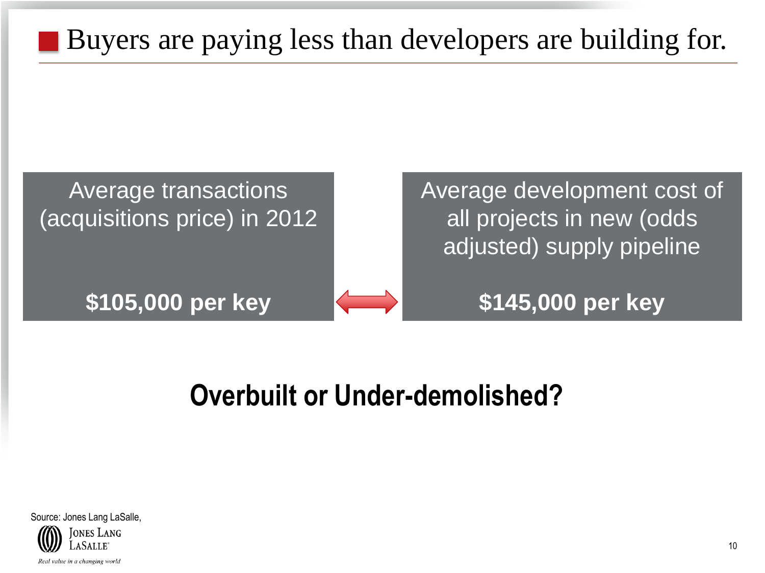# Buyers are paying less than developers are building for.

Average transactions (acquisitions price) in 2012

**$105,000 per key**

Average development cost of all projects in new (odds adjusted) supply pipeline

**$145,000 per key**

**Overbuilt or Under-demolished?**

Source: Jones Lang LaSalle,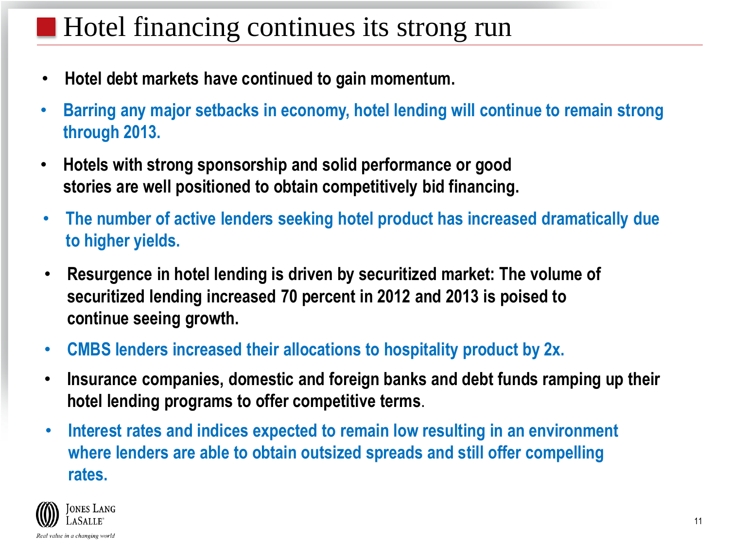# Hotel financing continues its strong run

- **Hotel debt markets have continued to gain momentum.**
- **Barring any major setbacks in economy, hotel lending will continue to remain strong through 2013.**
- **Hotels with strong sponsorship and solid performance or good stories are well positioned to obtain competitively bid financing.**
- **The number of active lenders seeking hotel product has increased dramatically due to higher yields.**
- **Resurgence in hotel lending is driven by securitized market: The volume of securitized lending increased 70 percent in 2012 and 2013 is poised to continue seeing growth.**
- **CMBS lenders increased their allocations to hospitality product by 2x.**
- **Insurance companies, domestic and foreign banks and debt funds ramping up their hotel lending programs to offer competitive terms**.
- **Interest rates and indices expected to remain low resulting in an environment where lenders are able to obtain outsized spreads and still offer compelling rates.**

Jones Lang LaSalle

*Real value in a changing world*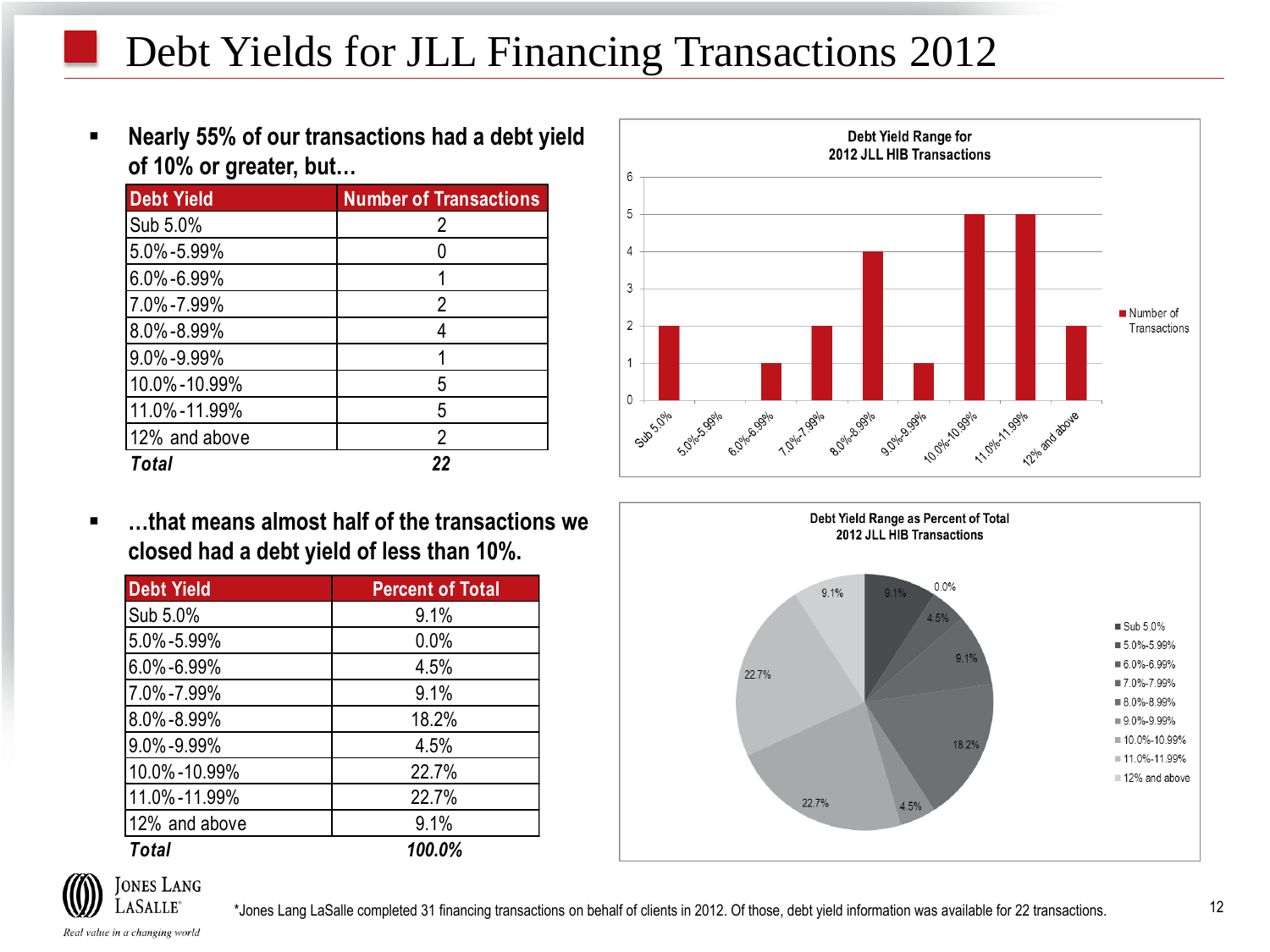# Debt Yields for JLL Financing Transactions 2012

- **Nearly 55% of our transactions had a debt yield of 10% or greater, but…**

| Debt Yield | Number of Transactions |
|---|---|
| Sub 5.0% | 2 |
| 5.0%-5.99% | 0 |
| 6.0%-6.99% | 1 |
| 7.0%-7.99% | 2 |
| 8.0%-8.99% | 4 |
| 9.0%-9.99% | 1 |
| 10.0%-10.99% | 5 |
| 11.0%-11.99% | 5 |
| 12% and above | 2 |
| ***Total*** | ***22*** |

Debt Yield Range for
2012 JLL HIB Transactions

6
5
4
3
2
1
0

Sub 5.0%
5.0%-5.99%
6.0%-6.99%
7.0%-7.99%
8.0%-8.99%
9.0%-9.99%
10.0%-10.99%
11.0%-11.99%
12% and above

Number of Transactions

- **…that means almost half of the transactions we closed had a debt yield of less than 10%.**

| Debt Yield | Percent of Total |
|---|---|
| Sub 5.0% | 9.1% |
| 5.0%-5.99% | 0.0% |
| 6.0%-6.99% | 4.5% |
| 7.0%-7.99% | 9.1% |
| 8.0%-8.99% | 18.2% |
| 9.0%-9.99% | 4.5% |
| 10.0%-10.99% | 22.7% |
| 11.0%-11.99% | 22.7% |
| 12% and above | 9.1% |
| ***Total*** | ***100.0%*** |

Debt Yield Range as Percent of Total
2012 JLL HIB Transactions

9.1%
9.1%
0.0%
4.5%
9.1%
22.7%
18.2%
22.7%
4.5%

Sub 5.0%
5.0%-5.99%
6.0%-6.99%
7.0%-7.99%
8.0%-8.99%
9.0%-9.99%
10.0%-10.99%
11.0%-11.99%
12% and above

*Jones Lang LaSalle completed 31 financing transactions on behalf of clients in 2012. Of those, debt yield information was available for 22 transactions.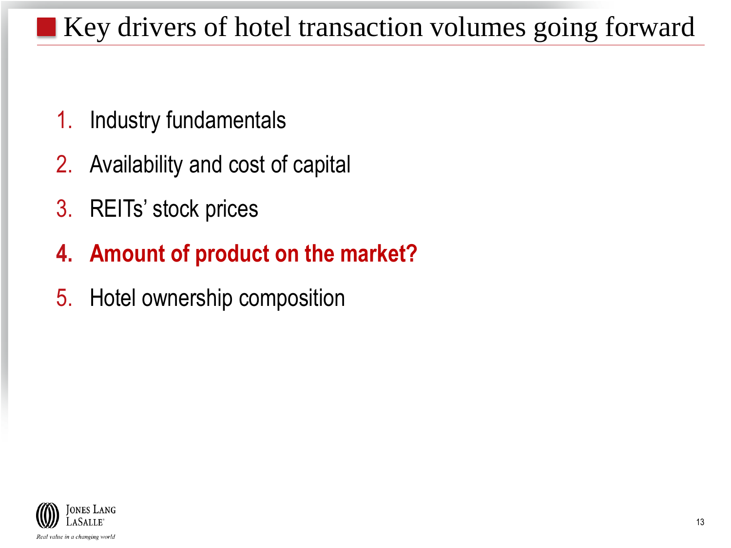# Key drivers of hotel transaction volumes going forward

1. Industry fundamentals
2. Availability and cost of capital
3. REITs' stock prices
4. **Amount of product on the market?**
5. Hotel ownership composition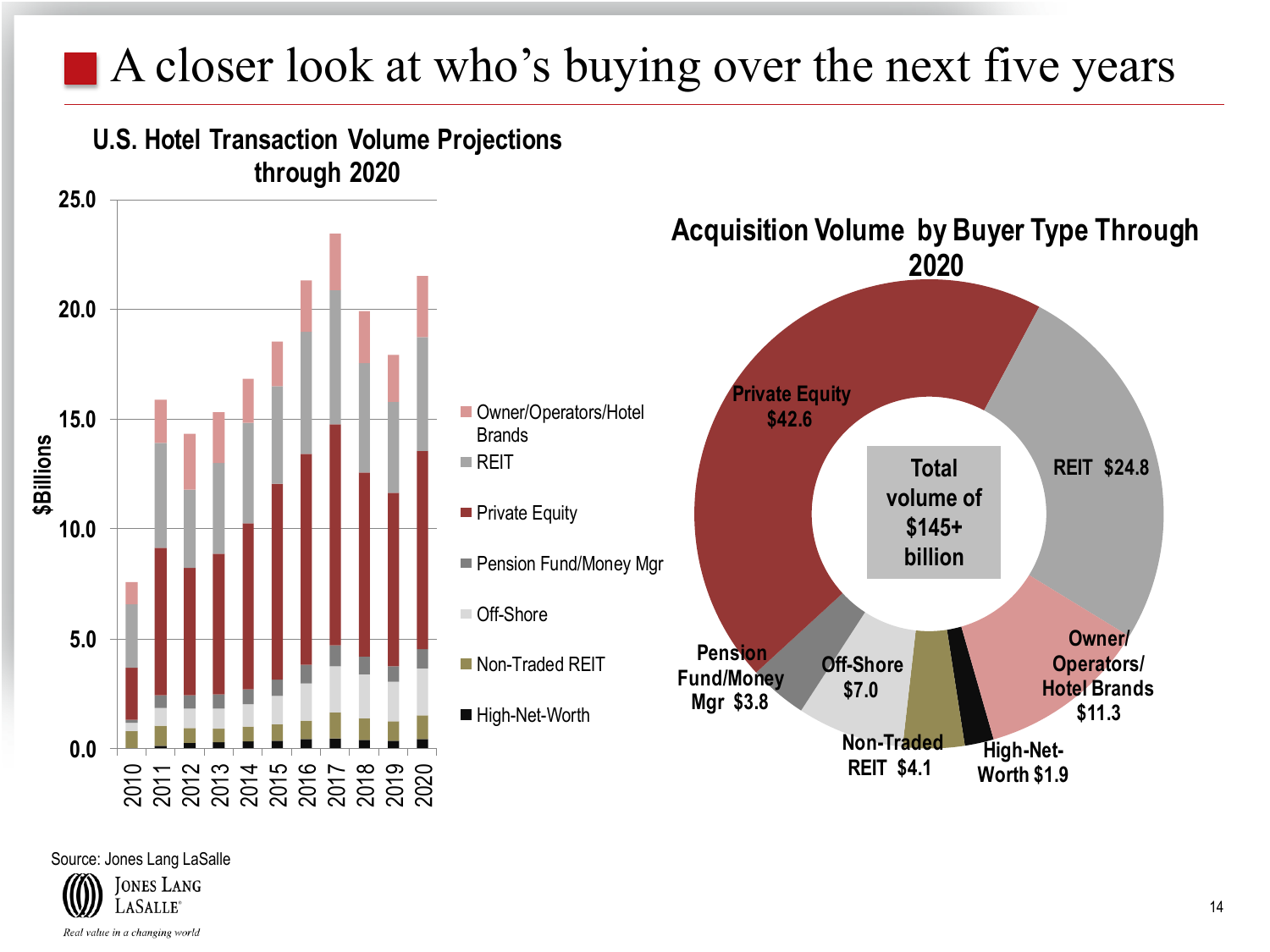# A closer look at who's buying over the next five years

**U.S. Hotel Transaction Volume Projections through 2020**

$Billions

25.0
20.0
15.0
10.0
5.0
0.0

2010 2011 2012 2013 2014 2015 2016 2017 2018 2019 2020

- Owner/Operators/Hotel Brands
- REIT
- Private Equity
- Pension Fund/Money Mgr
- Off-Shore
- Non-Traded REIT
- High-Net-Worth

**Acquisition Volume by Buyer Type Through 2020**

Total volume of $145+ billion

Private Equity $42.6

REIT $24.8

Owner/ Operators/ Hotel Brands $11.3

High-Net-Worth $1.9

Non-Traded REIT $4.1

Off-Shore $7.0

Pension Fund/Money Mgr $3.8

Source: Jones Lang LaSalle

Jones Lang LaSalle®

*Real value in a changing world*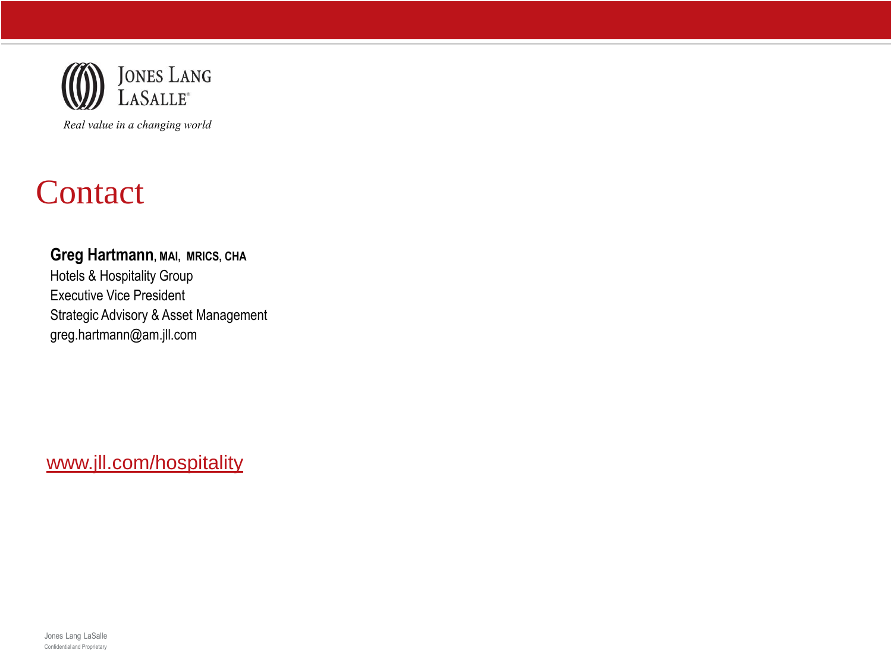JONES LANG LASALLE

*Real value in a changing world*

# Contact

**Greg Hartmann**, **MAI, MRICS, CHA**
Hotels & Hospitality Group
Executive Vice President
Strategic Advisory & Asset Management
greg.hartmann@am.jll.com

www.jll.com/hospitality